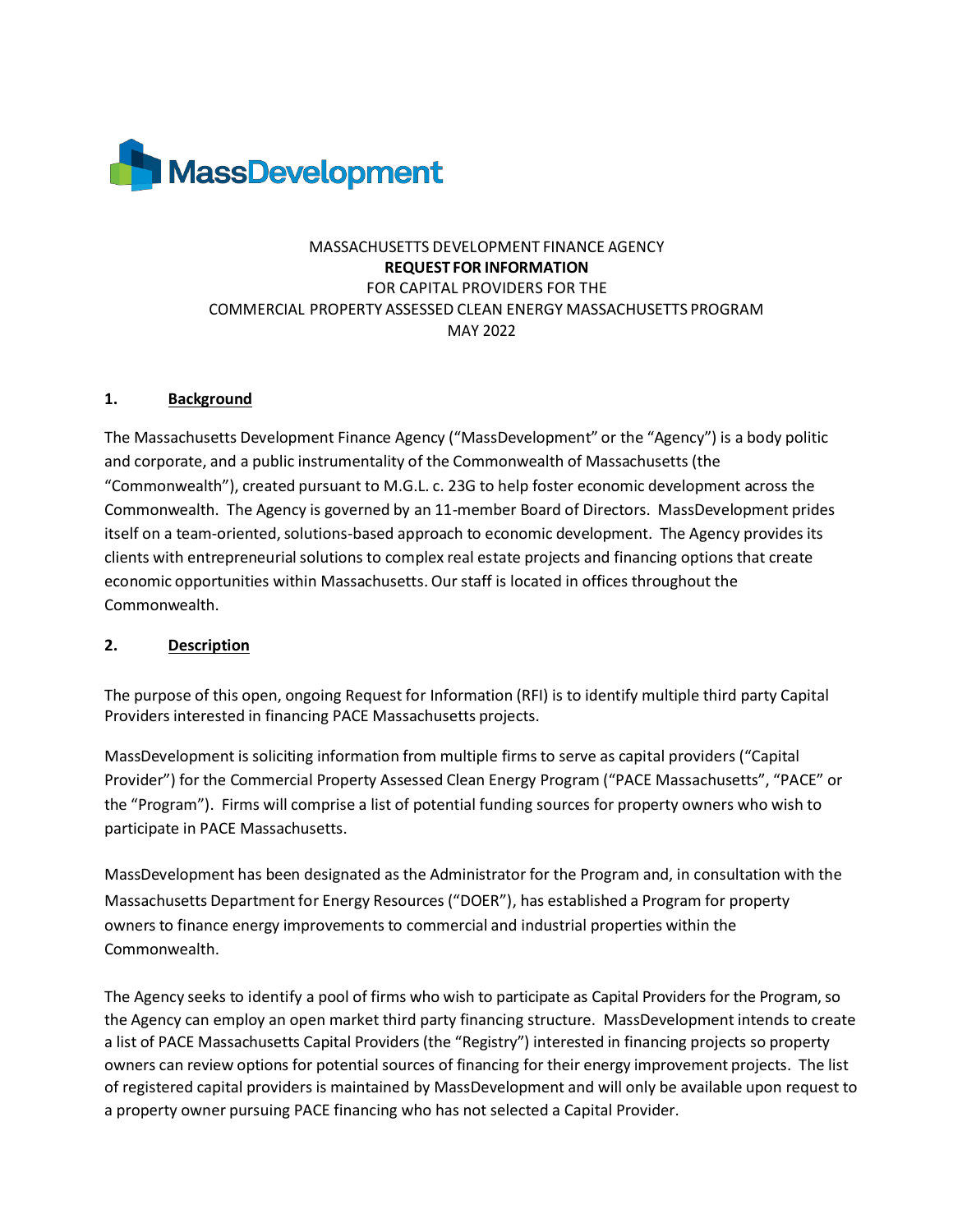MassDevelopment

MASSACHUSETTS DEVELOPMENT FINANCE AGENCY

**REQUEST FOR INFORMATION**

FOR CAPITAL PROVIDERS FOR THE

COMMERCIAL PROPERTY ASSESSED CLEAN ENERGY MASSACHUSETTS PROGRAM

MAY 2022

## 1. Background

The Massachusetts Development Finance Agency ("MassDevelopment" or the "Agency") is a body politic and corporate, and a public instrumentality of the Commonwealth of Massachusetts (the "Commonwealth"), created pursuant to M.G.L. c. 23G to help foster economic development across the Commonwealth. The Agency is governed by an 11-member Board of Directors. MassDevelopment prides itself on a team-oriented, solutions-based approach to economic development. The Agency provides its clients with entrepreneurial solutions to complex real estate projects and financing options that create economic opportunities within Massachusetts. Our staff is located in offices throughout the Commonwealth.

## 2. Description

The purpose of this open, ongoing Request for Information (RFI) is to identify multiple third party Capital Providers interested in financing PACE Massachusetts projects.

MassDevelopment is soliciting information from multiple firms to serve as capital providers ("Capital Provider") for the Commercial Property Assessed Clean Energy Program ("PACE Massachusetts", "PACE" or the "Program"). Firms will comprise a list of potential funding sources for property owners who wish to participate in PACE Massachusetts.

MassDevelopment has been designated as the Administrator for the Program and, in consultation with the Massachusetts Department for Energy Resources ("DOER"), has established a Program for property owners to finance energy improvements to commercial and industrial properties within the Commonwealth.

The Agency seeks to identify a pool of firms who wish to participate as Capital Providers for the Program, so the Agency can employ an open market third party financing structure. MassDevelopment intends to create a list of PACE Massachusetts Capital Providers (the "Registry") interested in financing projects so property owners can review options for potential sources of financing for their energy improvement projects. The list of registered capital providers is maintained by MassDevelopment and will only be available upon request to a property owner pursuing PACE financing who has not selected a Capital Provider.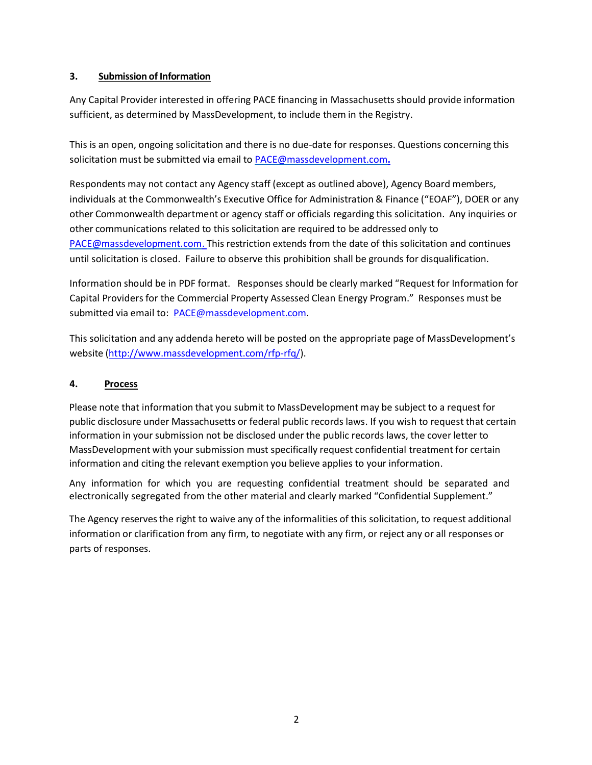### 3. Submission of Information

Any Capital Provider interested in offering PACE financing in Massachusetts should provide information sufficient, as determined by MassDevelopment, to include them in the Registry.

This is an open, ongoing solicitation and there is no due-date for responses. Questions concerning this solicitation must be submitted via email to PACE@massdevelopment.com.

Respondents may not contact any Agency staff (except as outlined above), Agency Board members, individuals at the Commonwealth's Executive Office for Administration & Finance ("EOAF"), DOER or any other Commonwealth department or agency staff or officials regarding this solicitation. Any inquiries or other communications related to this solicitation are required to be addressed only to PACE@massdevelopment.com. This restriction extends from the date of this solicitation and continues until solicitation is closed. Failure to observe this prohibition shall be grounds for disqualification.

Information should be in PDF format. Responses should be clearly marked "Request for Information for Capital Providers for the Commercial Property Assessed Clean Energy Program." Responses must be submitted via email to: PACE@massdevelopment.com.

This solicitation and any addenda hereto will be posted on the appropriate page of MassDevelopment's website (http://www.massdevelopment.com/rfp-rfq/).

### 4. Process

Please note that information that you submit to MassDevelopment may be subject to a request for public disclosure under Massachusetts or federal public records laws. If you wish to request that certain information in your submission not be disclosed under the public records laws, the cover letter to MassDevelopment with your submission must specifically request confidential treatment for certain information and citing the relevant exemption you believe applies to your information.

Any information for which you are requesting confidential treatment should be separated and electronically segregated from the other material and clearly marked "Confidential Supplement."

The Agency reserves the right to waive any of the informalities of this solicitation, to request additional information or clarification from any firm, to negotiate with any firm, or reject any or all responses or parts of responses.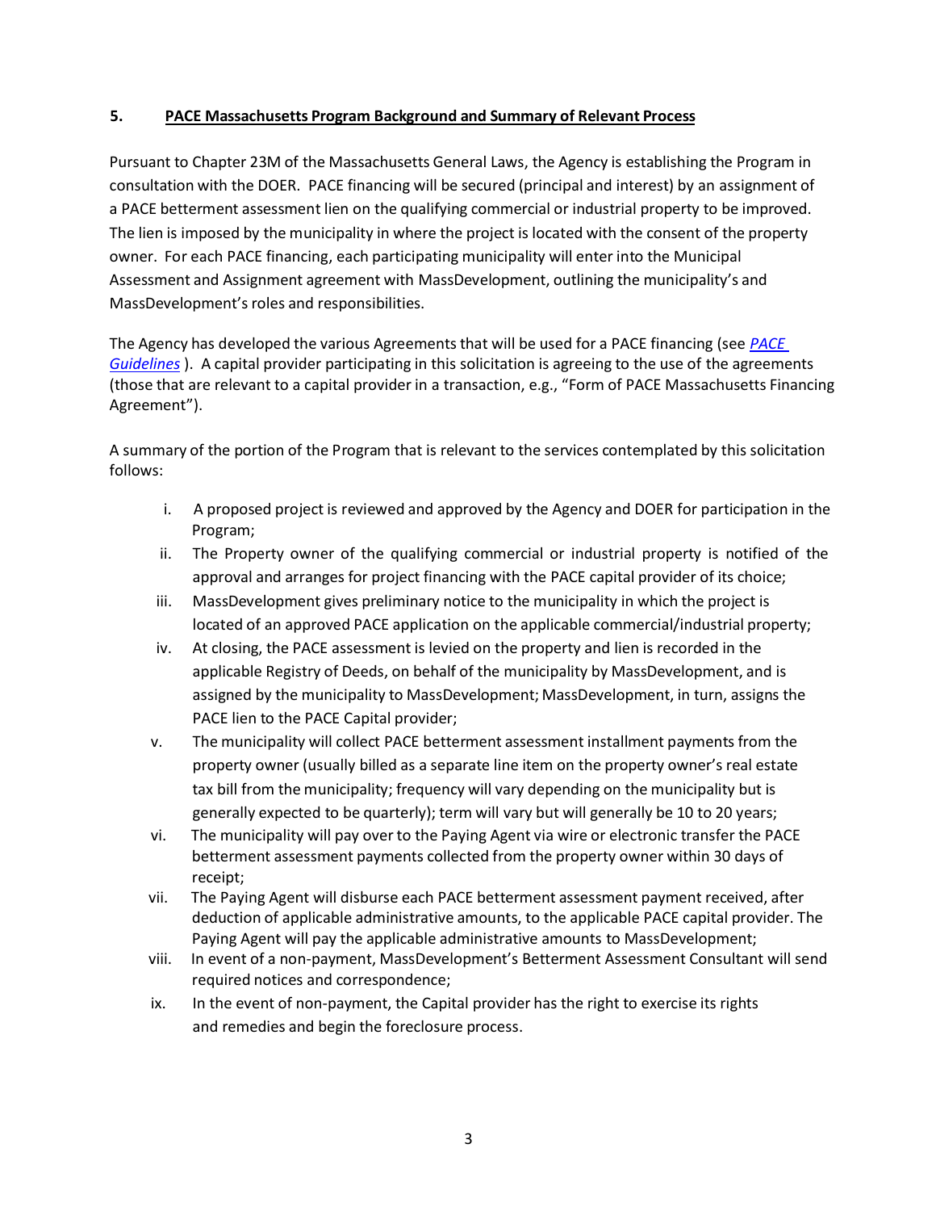## 5. PACE Massachusetts Program Background and Summary of Relevant Process

Pursuant to Chapter 23M of the Massachusetts General Laws, the Agency is establishing the Program in consultation with the DOER. PACE financing will be secured (principal and interest) by an assignment of a PACE betterment assessment lien on the qualifying commercial or industrial property to be improved. The lien is imposed by the municipality in where the project is located with the consent of the property owner. For each PACE financing, each participating municipality will enter into the Municipal Assessment and Assignment agreement with MassDevelopment, outlining the municipality's and MassDevelopment's roles and responsibilities.

The Agency has developed the various Agreements that will be used for a PACE financing (see *PACE Guidelines* ). A capital provider participating in this solicitation is agreeing to the use of the agreements (those that are relevant to a capital provider in a transaction, e.g., "Form of PACE Massachusetts Financing Agreement").

A summary of the portion of the Program that is relevant to the services contemplated by this solicitation follows:

i. A proposed project is reviewed and approved by the Agency and DOER for participation in the Program;

ii. The Property owner of the qualifying commercial or industrial property is notified of the approval and arranges for project financing with the PACE capital provider of its choice;

iii. MassDevelopment gives preliminary notice to the municipality in which the project is located of an approved PACE application on the applicable commercial/industrial property;

iv. At closing, the PACE assessment is levied on the property and lien is recorded in the applicable Registry of Deeds, on behalf of the municipality by MassDevelopment, and is assigned by the municipality to MassDevelopment; MassDevelopment, in turn, assigns the PACE lien to the PACE Capital provider;

v. The municipality will collect PACE betterment assessment installment payments from the property owner (usually billed as a separate line item on the property owner's real estate tax bill from the municipality; frequency will vary depending on the municipality but is generally expected to be quarterly); term will vary but will generally be 10 to 20 years;

vi. The municipality will pay over to the Paying Agent via wire or electronic transfer the PACE betterment assessment payments collected from the property owner within 30 days of receipt;

vii. The Paying Agent will disburse each PACE betterment assessment payment received, after deduction of applicable administrative amounts, to the applicable PACE capital provider. The Paying Agent will pay the applicable administrative amounts to MassDevelopment;

viii. In event of a non-payment, MassDevelopment's Betterment Assessment Consultant will send required notices and correspondence;

ix. In the event of non-payment, the Capital provider has the right to exercise its rights and remedies and begin the foreclosure process.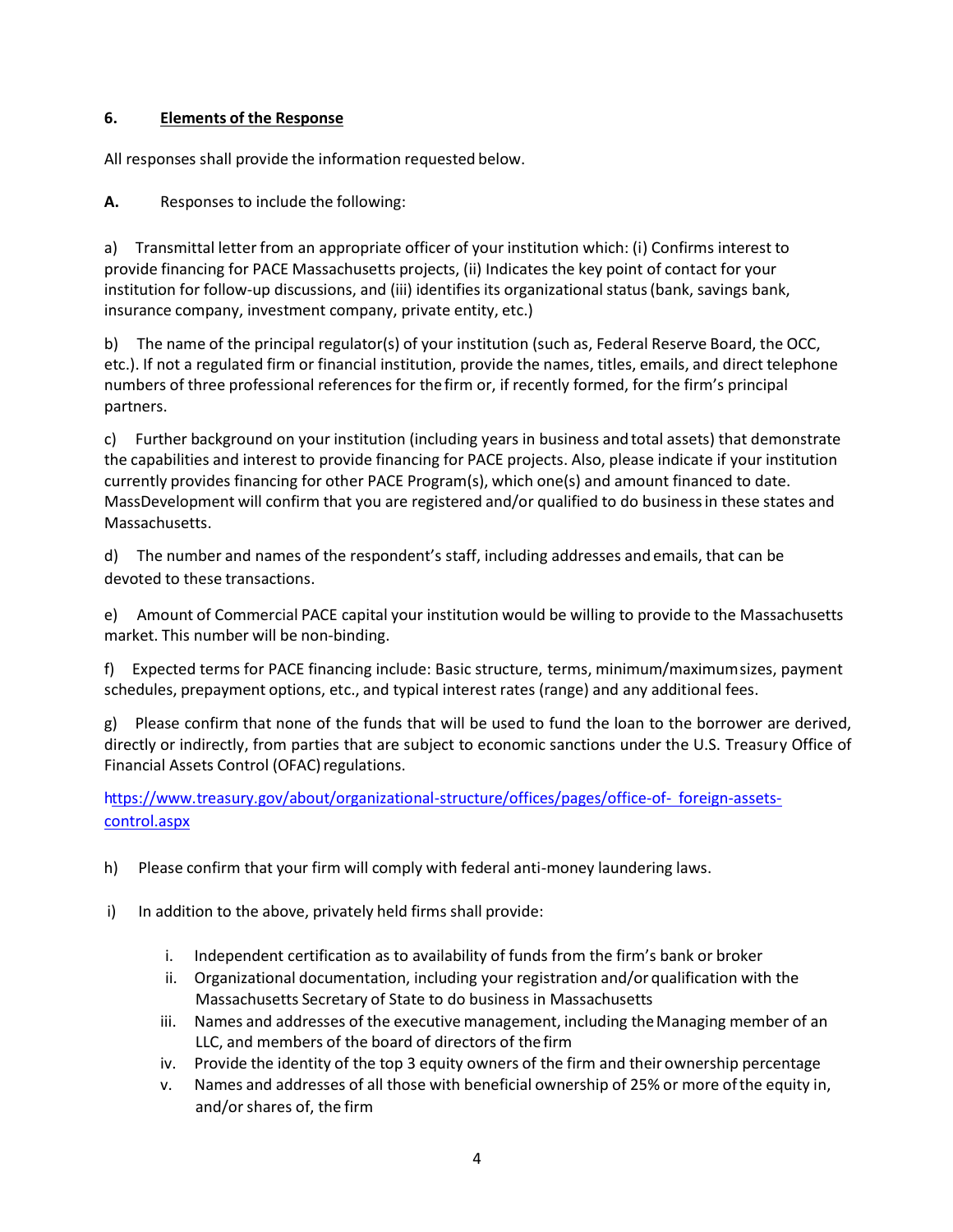**6. Elements of the Response**

All responses shall provide the information requested below.

**A.** Responses to include the following:

a) Transmittal letter from an appropriate officer of your institution which: (i) Confirms interest to provide financing for PACE Massachusetts projects, (ii) Indicates the key point of contact for your institution for follow-up discussions, and (iii) identifies its organizational status (bank, savings bank, insurance company, investment company, private entity, etc.)

b) The name of the principal regulator(s) of your institution (such as, Federal Reserve Board, the OCC, etc.). If not a regulated firm or financial institution, provide the names, titles, emails, and direct telephone numbers of three professional references for the firm or, if recently formed, for the firm's principal partners.

c) Further background on your institution (including years in business and total assets) that demonstrate the capabilities and interest to provide financing for PACE projects. Also, please indicate if your institution currently provides financing for other PACE Program(s), which one(s) and amount financed to date. MassDevelopment will confirm that you are registered and/or qualified to do business in these states and Massachusetts.

d) The number and names of the respondent's staff, including addresses and emails, that can be devoted to these transactions.

e) Amount of Commercial PACE capital your institution would be willing to provide to the Massachusetts market. This number will be non-binding.

f) Expected terms for PACE financing include: Basic structure, terms, minimum/maximum sizes, payment schedules, prepayment options, etc., and typical interest rates (range) and any additional fees.

g) Please confirm that none of the funds that will be used to fund the loan to the borrower are derived, directly or indirectly, from parties that are subject to economic sanctions under the U.S. Treasury Office of Financial Assets Control (OFAC) regulations.

https://www.treasury.gov/about/organizational-structure/offices/pages/office-of- foreign-assets-control.aspx

h) Please confirm that your firm will comply with federal anti-money laundering laws.

i) In addition to the above, privately held firms shall provide:

i. Independent certification as to availability of funds from the firm's bank or broker
ii. Organizational documentation, including your registration and/or qualification with the Massachusetts Secretary of State to do business in Massachusetts
iii. Names and addresses of the executive management, including the Managing member of an LLC, and members of the board of directors of the firm
iv. Provide the identity of the top 3 equity owners of the firm and their ownership percentage
v. Names and addresses of all those with beneficial ownership of 25% or more of the equity in, and/or shares of, the firm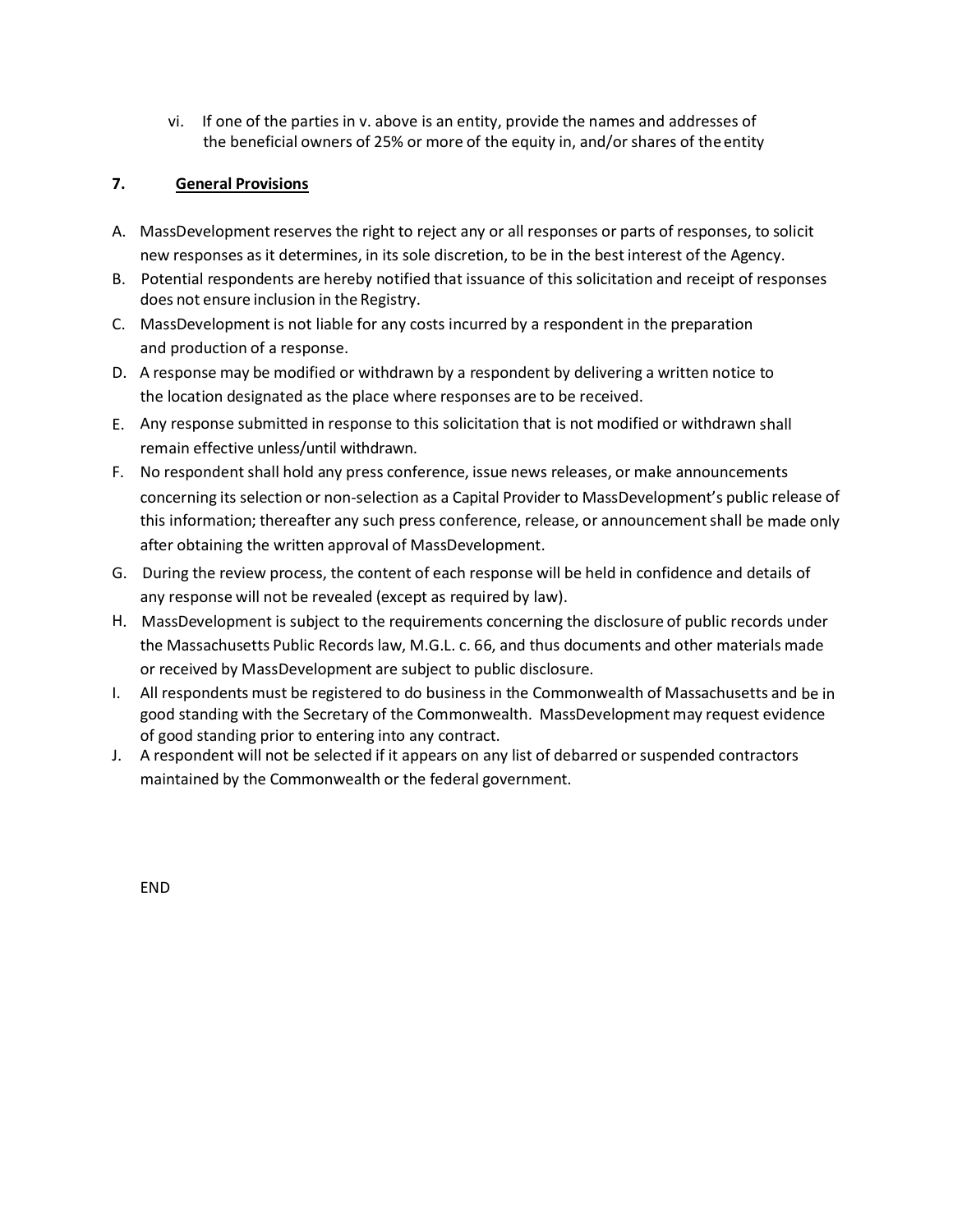vi. If one of the parties in v. above is an entity, provide the names and addresses of the beneficial owners of 25% or more of the equity in, and/or shares of the entity

## 7. General Provisions

A. MassDevelopment reserves the right to reject any or all responses or parts of responses, to solicit new responses as it determines, in its sole discretion, to be in the best interest of the Agency.

B. Potential respondents are hereby notified that issuance of this solicitation and receipt of responses does not ensure inclusion in the Registry.

C. MassDevelopment is not liable for any costs incurred by a respondent in the preparation and production of a response.

D. A response may be modified or withdrawn by a respondent by delivering a written notice to the location designated as the place where responses are to be received.

E. Any response submitted in response to this solicitation that is not modified or withdrawn shall remain effective unless/until withdrawn.

F. No respondent shall hold any press conference, issue news releases, or make announcements concerning its selection or non-selection as a Capital Provider to MassDevelopment's public release of this information; thereafter any such press conference, release, or announcement shall be made only after obtaining the written approval of MassDevelopment.

G. During the review process, the content of each response will be held in confidence and details of any response will not be revealed (except as required by law).

H. MassDevelopment is subject to the requirements concerning the disclosure of public records under the Massachusetts Public Records law, M.G.L. c. 66, and thus documents and other materials made or received by MassDevelopment are subject to public disclosure.

I. All respondents must be registered to do business in the Commonwealth of Massachusetts and be in good standing with the Secretary of the Commonwealth. MassDevelopment may request evidence of good standing prior to entering into any contract.

J. A respondent will not be selected if it appears on any list of debarred or suspended contractors maintained by the Commonwealth or the federal government.

END